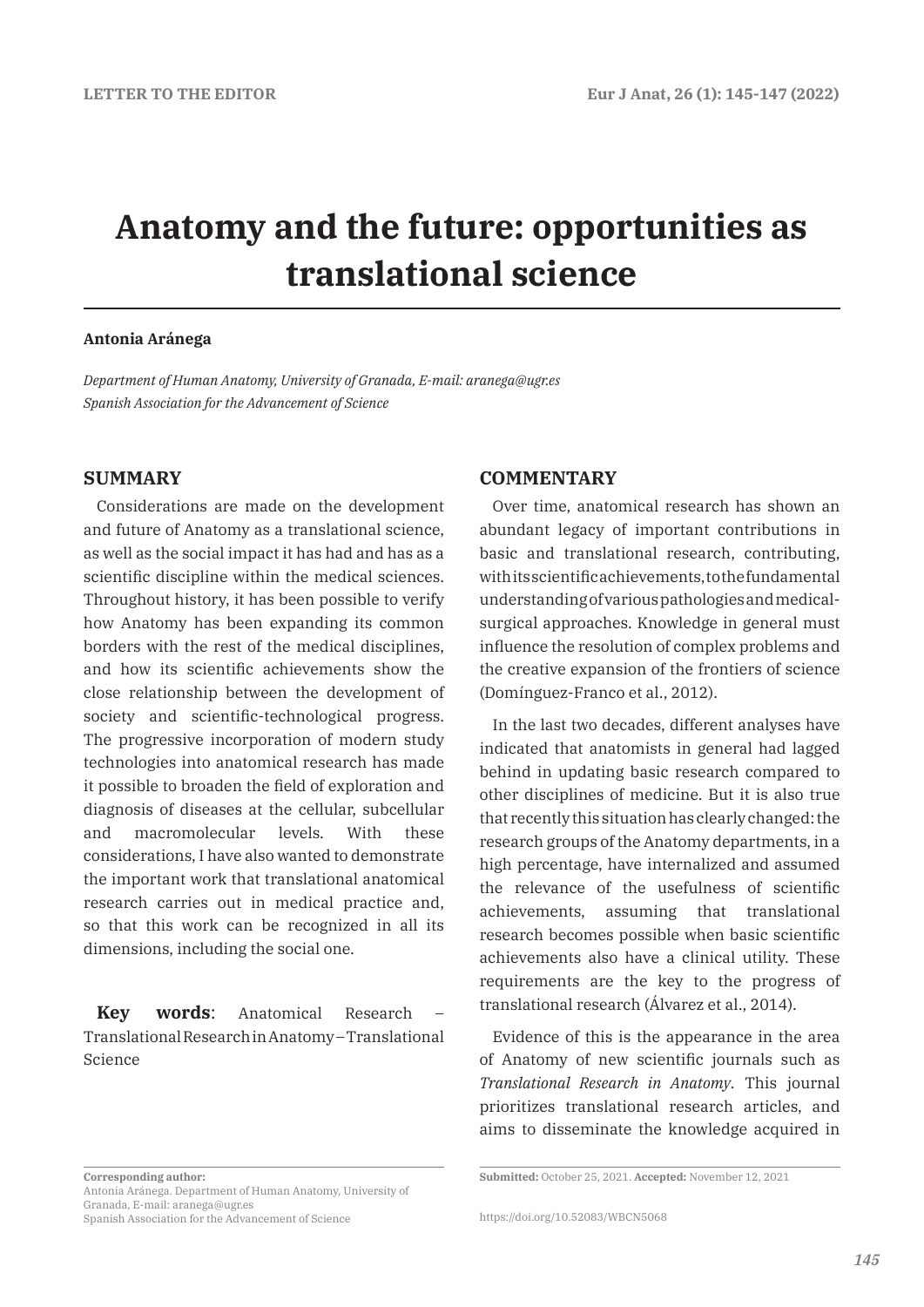LETTER TO THE EDITOR

# Anatomy and the future: opportunities as translational science

**Antonia Aránega**

*Department of Human Anatomy, University of Granada, E-mail: aranega@ugr.es*
*Spanish Association for the Advancement of Science*

## SUMMARY

Considerations are made on the development and future of Anatomy as a translational science, as well as the social impact it has had and has as a scientific discipline within the medical sciences. Throughout history, it has been possible to verify how Anatomy has been expanding its common borders with the rest of the medical disciplines, and how its scientific achievements show the close relationship between the development of society and scientific-technological progress. The progressive incorporation of modern study technologies into anatomical research has made it possible to broaden the field of exploration and diagnosis of diseases at the cellular, subcellular and macromolecular levels. With these considerations, I have also wanted to demonstrate the important work that translational anatomical research carries out in medical practice and, so that this work can be recognized in all its dimensions, including the social one.

**Key words**: Anatomical Research – Translational Research in Anatomy – Translational Science

## COMMENTARY

Over time, anatomical research has shown an abundant legacy of important contributions in basic and translational research, contributing, with its scientific achievements, to the fundamental understanding of various pathologies and medical-surgical approaches. Knowledge in general must influence the resolution of complex problems and the creative expansion of the frontiers of science (Domínguez-Franco et al., 2012).

In the last two decades, different analyses have indicated that anatomists in general had lagged behind in updating basic research compared to other disciplines of medicine. But it is also true that recently this situation has clearly changed: the research groups of the Anatomy departments, in a high percentage, have internalized and assumed the relevance of the usefulness of scientific achievements, assuming that translational research becomes possible when basic scientific achievements also have a clinical utility. These requirements are the key to the progress of translational research (Álvarez et al., 2014).

Evidence of this is the appearance in the area of Anatomy of new scientific journals such as *Translational Research in Anatomy*. This journal prioritizes translational research articles, and aims to disseminate the knowledge acquired in

**Corresponding author:**
Antonia Aránega. Department of Human Anatomy, University of Granada, E-mail: aranega@ugr.es
Spanish Association for the Advancement of Science

**Submitted:** October 25, 2021. **Accepted:** November 12, 2021

https://doi.org/10.52083/WBCN5068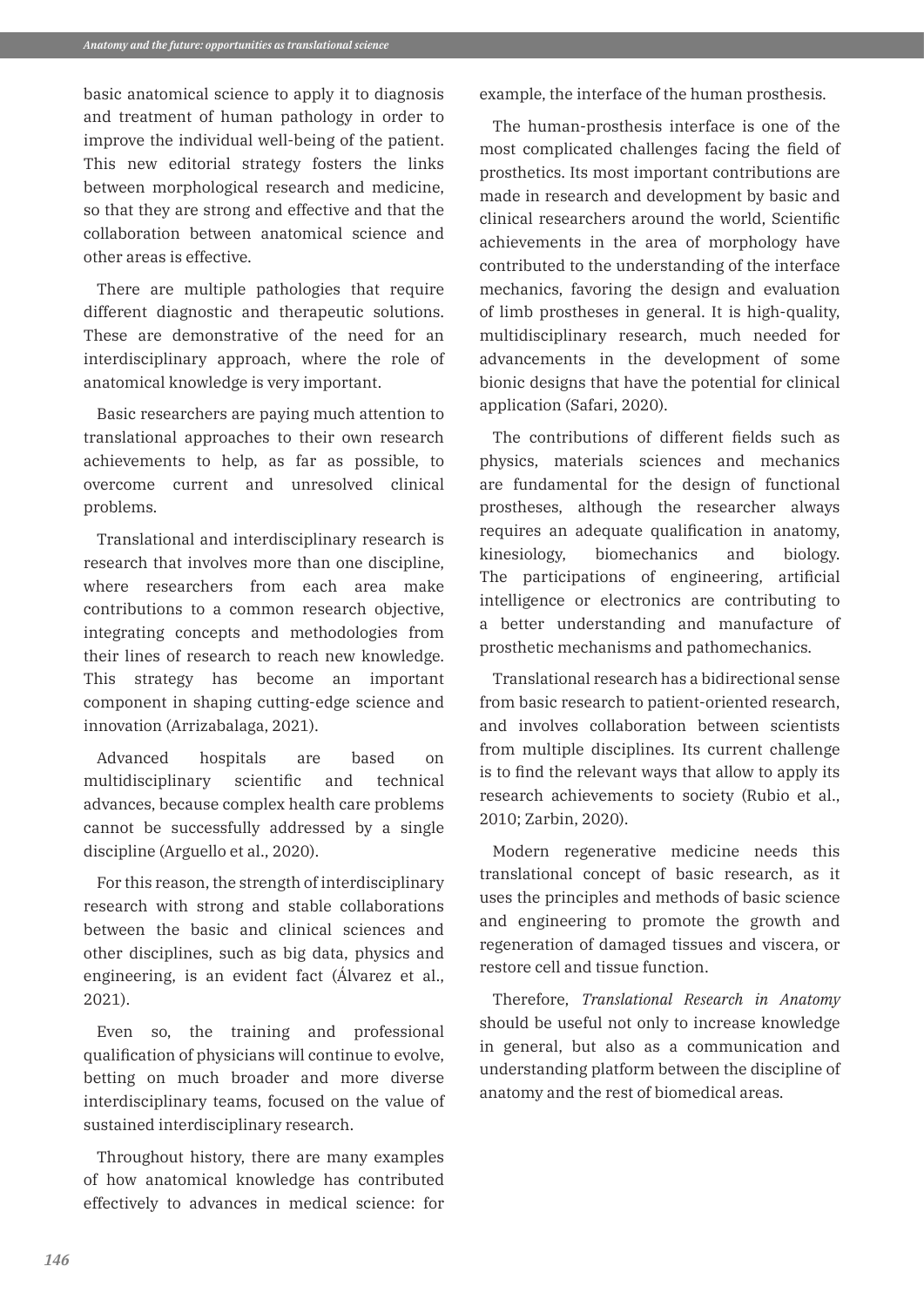basic anatomical science to apply it to diagnosis and treatment of human pathology in order to improve the individual well-being of the patient. This new editorial strategy fosters the links between morphological research and medicine, so that they are strong and effective and that the collaboration between anatomical science and other areas is effective.

There are multiple pathologies that require different diagnostic and therapeutic solutions. These are demonstrative of the need for an interdisciplinary approach, where the role of anatomical knowledge is very important.

Basic researchers are paying much attention to translational approaches to their own research achievements to help, as far as possible, to overcome current and unresolved clinical problems.

Translational and interdisciplinary research is research that involves more than one discipline, where researchers from each area make contributions to a common research objective, integrating concepts and methodologies from their lines of research to reach new knowledge. This strategy has become an important component in shaping cutting-edge science and innovation (Arrizabalaga, 2021).

Advanced hospitals are based on multidisciplinary scientific and technical advances, because complex health care problems cannot be successfully addressed by a single discipline (Arguello et al., 2020).

For this reason, the strength of interdisciplinary research with strong and stable collaborations between the basic and clinical sciences and other disciplines, such as big data, physics and engineering, is an evident fact (Álvarez et al., 2021).

Even so, the training and professional qualification of physicians will continue to evolve, betting on much broader and more diverse interdisciplinary teams, focused on the value of sustained interdisciplinary research.

Throughout history, there are many examples of how anatomical knowledge has contributed effectively to advances in medical science: for example, the interface of the human prosthesis.

The human-prosthesis interface is one of the most complicated challenges facing the field of prosthetics. Its most important contributions are made in research and development by basic and clinical researchers around the world, Scientific achievements in the area of morphology have contributed to the understanding of the interface mechanics, favoring the design and evaluation of limb prostheses in general. It is high-quality, multidisciplinary research, much needed for advancements in the development of some bionic designs that have the potential for clinical application (Safari, 2020).

The contributions of different fields such as physics, materials sciences and mechanics are fundamental for the design of functional prostheses, although the researcher always requires an adequate qualification in anatomy, kinesiology, biomechanics and biology. The participations of engineering, artificial intelligence or electronics are contributing to a better understanding and manufacture of prosthetic mechanisms and pathomechanics.

Translational research has a bidirectional sense from basic research to patient-oriented research, and involves collaboration between scientists from multiple disciplines. Its current challenge is to find the relevant ways that allow to apply its research achievements to society (Rubio et al., 2010; Zarbin, 2020).

Modern regenerative medicine needs this translational concept of basic research, as it uses the principles and methods of basic science and engineering to promote the growth and regeneration of damaged tissues and viscera, or restore cell and tissue function.

Therefore, *Translational Research in Anatomy* should be useful not only to increase knowledge in general, but also as a communication and understanding platform between the discipline of anatomy and the rest of biomedical areas.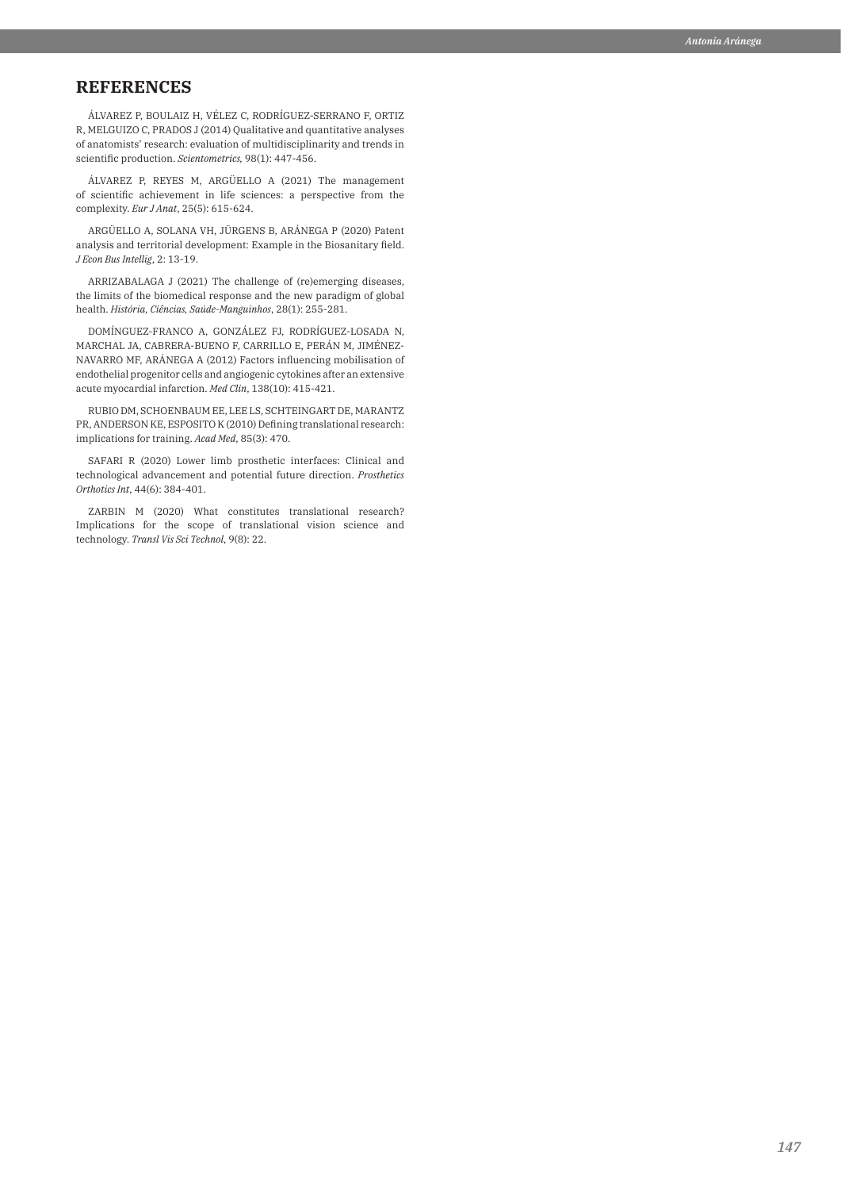## REFERENCES

ÁLVAREZ P, BOULAIZ H, VÉLEZ C, RODRÍGUEZ-SERRANO F, ORTIZ R, MELGUIZO C, PRADOS J (2014) Qualitative and quantitative analyses of anatomists' research: evaluation of multidisciplinarity and trends in scientific production. *Scientometrics,* 98(1): 447-456.

ÁLVAREZ P, REYES M, ARGÜELLO A (2021) The management of scientific achievement in life sciences: a perspective from the complexity. *Eur J Anat*, 25(5): 615-624.

ARGÜELLO A, SOLANA VH, JÜRGENS B, ARÁNEGA P (2020) Patent analysis and territorial development: Example in the Biosanitary field. *J Econ Bus Intellig*, 2: 13-19.

ARRIZABALAGA J (2021) The challenge of (re)emerging diseases, the limits of the biomedical response and the new paradigm of global health. *História, Ciências, Saúde-Manguinhos*, 28(1): 255-281.

DOMÍNGUEZ-FRANCO A, GONZÁLEZ FJ, RODRÍGUEZ-LOSADA N, MARCHAL JA, CABRERA-BUENO F, CARRILLO E, PERÁN M, JIMÉNEZ-NAVARRO MF, ARÁNEGA A (2012) Factors influencing mobilisation of endothelial progenitor cells and angiogenic cytokines after an extensive acute myocardial infarction. *Med Clin*, 138(10): 415-421.

RUBIO DM, SCHOENBAUM EE, LEE LS, SCHTEINGART DE, MARANTZ PR, ANDERSON KE, ESPOSITO K (2010) Defining translational research: implications for training. *Acad Med*, 85(3): 470.

SAFARI R (2020) Lower limb prosthetic interfaces: Clinical and technological advancement and potential future direction. *Prosthetics Orthotics Int*, 44(6): 384-401.

ZARBIN M (2020) What constitutes translational research? Implications for the scope of translational vision science and technology. *Transl Vis Sci Technol*, 9(8): 22.